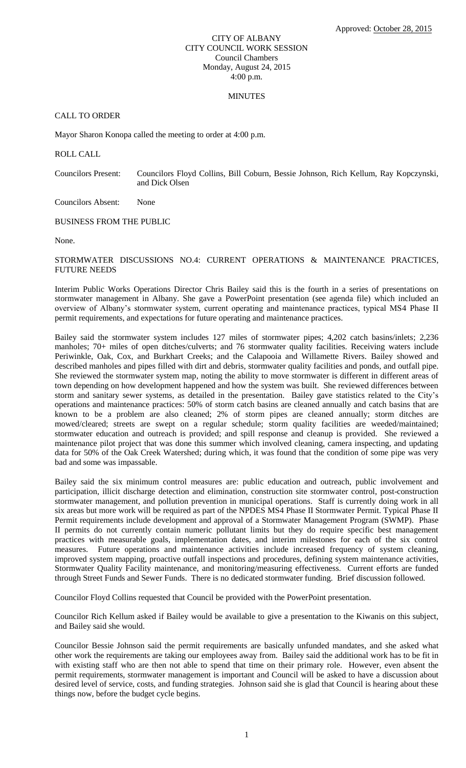Approved: October 28, 2015

CITY OF ALBANY
CITY COUNCIL WORK SESSION
Council Chambers
Monday, August 24, 2015
4:00 p.m.

MINUTES

CALL TO ORDER

Mayor Sharon Konopa called the meeting to order at 4:00 p.m.

ROLL CALL

Councilors Present: Councilors Floyd Collins, Bill Coburn, Bessie Johnson, Rich Kellum, Ray Kopczynski, and Dick Olsen

Councilors Absent: None

BUSINESS FROM THE PUBLIC

None.

STORMWATER DISCUSSIONS NO.4: CURRENT OPERATIONS & MAINTENANCE PRACTICES, FUTURE NEEDS

Interim Public Works Operations Director Chris Bailey said this is the fourth in a series of presentations on stormwater management in Albany. She gave a PowerPoint presentation (see agenda file) which included an overview of Albany's stormwater system, current operating and maintenance practices, typical MS4 Phase II permit requirements, and expectations for future operating and maintenance practices.

Bailey said the stormwater system includes 127 miles of stormwater pipes; 4,202 catch basins/inlets; 2,236 manholes; 70+ miles of open ditches/culverts; and 76 stormwater quality facilities. Receiving waters include Periwinkle, Oak, Cox, and Burkhart Creeks; and the Calapooia and Willamette Rivers. Bailey showed and described manholes and pipes filled with dirt and debris, stormwater quality facilities and ponds, and outfall pipe. She reviewed the stormwater system map, noting the ability to move stormwater is different in different areas of town depending on how development happened and how the system was built. She reviewed differences between storm and sanitary sewer systems, as detailed in the presentation. Bailey gave statistics related to the City's operations and maintenance practices: 50% of storm catch basins are cleaned annually and catch basins that are known to be a problem are also cleaned; 2% of storm pipes are cleaned annually; storm ditches are mowed/cleared; streets are swept on a regular schedule; storm quality facilities are weeded/maintained; stormwater education and outreach is provided; and spill response and cleanup is provided. She reviewed a maintenance pilot project that was done this summer which involved cleaning, camera inspecting, and updating data for 50% of the Oak Creek Watershed; during which, it was found that the condition of some pipe was very bad and some was impassable.

Bailey said the six minimum control measures are: public education and outreach, public involvement and participation, illicit discharge detection and elimination, construction site stormwater control, post-construction stormwater management, and pollution prevention in municipal operations. Staff is currently doing work in all six areas but more work will be required as part of the NPDES MS4 Phase II Stormwater Permit. Typical Phase II Permit requirements include development and approval of a Stormwater Management Program (SWMP). Phase II permits do not currently contain numeric pollutant limits but they do require specific best management practices with measurable goals, implementation dates, and interim milestones for each of the six control measures. Future operations and maintenance activities include increased frequency of system cleaning, improved system mapping, proactive outfall inspections and procedures, defining system maintenance activities, Stormwater Quality Facility maintenance, and monitoring/measuring effectiveness. Current efforts are funded through Street Funds and Sewer Funds. There is no dedicated stormwater funding. Brief discussion followed.

Councilor Floyd Collins requested that Council be provided with the PowerPoint presentation.

Councilor Rich Kellum asked if Bailey would be available to give a presentation to the Kiwanis on this subject, and Bailey said she would.

Councilor Bessie Johnson said the permit requirements are basically unfunded mandates, and she asked what other work the requirements are taking our employees away from. Bailey said the additional work has to be fit in with existing staff who are then not able to spend that time on their primary role. However, even absent the permit requirements, stormwater management is important and Council will be asked to have a discussion about desired level of service, costs, and funding strategies. Johnson said she is glad that Council is hearing about these things now, before the budget cycle begins.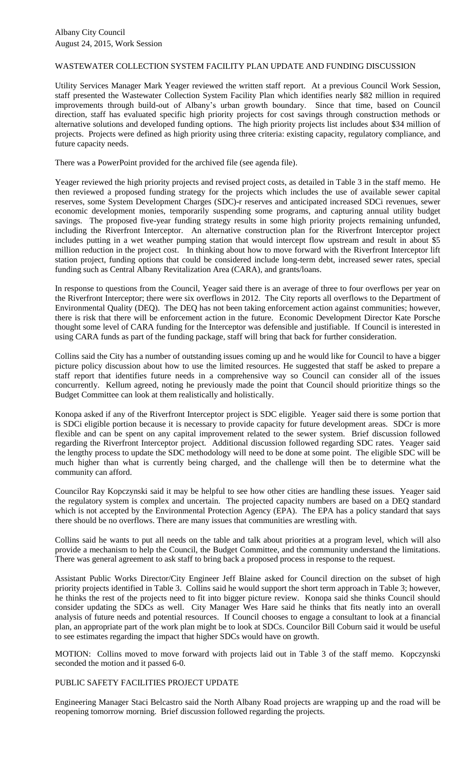Albany City Council
August 24, 2015, Work Session

## WASTEWATER COLLECTION SYSTEM FACILITY PLAN UPDATE AND FUNDING DISCUSSION

Utility Services Manager Mark Yeager reviewed the written staff report. At a previous Council Work Session, staff presented the Wastewater Collection System Facility Plan which identifies nearly $82 million in required improvements through build-out of Albany's urban growth boundary. Since that time, based on Council direction, staff has evaluated specific high priority projects for cost savings through construction methods or alternative solutions and developed funding options. The high priority projects list includes about $34 million of projects. Projects were defined as high priority using three criteria: existing capacity, regulatory compliance, and future capacity needs.

There was a PowerPoint provided for the archived file (see agenda file).

Yeager reviewed the high priority projects and revised project costs, as detailed in Table 3 in the staff memo. He then reviewed a proposed funding strategy for the projects which includes the use of available sewer capital reserves, some System Development Charges (SDC)-r reserves and anticipated increased SDCi revenues, sewer economic development monies, temporarily suspending some programs, and capturing annual utility budget savings. The proposed five-year funding strategy results in some high priority projects remaining unfunded, including the Riverfront Interceptor. An alternative construction plan for the Riverfront Interceptor project includes putting in a wet weather pumping station that would intercept flow upstream and result in about $5 million reduction in the project cost. In thinking about how to move forward with the Riverfront Interceptor lift station project, funding options that could be considered include long-term debt, increased sewer rates, special funding such as Central Albany Revitalization Area (CARA), and grants/loans.

In response to questions from the Council, Yeager said there is an average of three to four overflows per year on the Riverfront Interceptor; there were six overflows in 2012. The City reports all overflows to the Department of Environmental Quality (DEQ). The DEQ has not been taking enforcement action against communities; however, there is risk that there will be enforcement action in the future. Economic Development Director Kate Porsche thought some level of CARA funding for the Interceptor was defensible and justifiable. If Council is interested in using CARA funds as part of the funding package, staff will bring that back for further consideration.

Collins said the City has a number of outstanding issues coming up and he would like for Council to have a bigger picture policy discussion about how to use the limited resources. He suggested that staff be asked to prepare a staff report that identifies future needs in a comprehensive way so Council can consider all of the issues concurrently. Kellum agreed, noting he previously made the point that Council should prioritize things so the Budget Committee can look at them realistically and holistically.

Konopa asked if any of the Riverfront Interceptor project is SDC eligible. Yeager said there is some portion that is SDCi eligible portion because it is necessary to provide capacity for future development areas. SDCr is more flexible and can be spent on any capital improvement related to the sewer system. Brief discussion followed regarding the Riverfront Interceptor project. Additional discussion followed regarding SDC rates. Yeager said the lengthy process to update the SDC methodology will need to be done at some point. The eligible SDC will be much higher than what is currently being charged, and the challenge will then be to determine what the community can afford.

Councilor Ray Kopczynski said it may be helpful to see how other cities are handling these issues. Yeager said the regulatory system is complex and uncertain. The projected capacity numbers are based on a DEQ standard which is not accepted by the Environmental Protection Agency (EPA). The EPA has a policy standard that says there should be no overflows. There are many issues that communities are wrestling with.

Collins said he wants to put all needs on the table and talk about priorities at a program level, which will also provide a mechanism to help the Council, the Budget Committee, and the community understand the limitations. There was general agreement to ask staff to bring back a proposed process in response to the request.

Assistant Public Works Director/City Engineer Jeff Blaine asked for Council direction on the subset of high priority projects identified in Table 3. Collins said he would support the short term approach in Table 3; however, he thinks the rest of the projects need to fit into bigger picture review. Konopa said she thinks Council should consider updating the SDCs as well. City Manager Wes Hare said he thinks that fits neatly into an overall analysis of future needs and potential resources. If Council chooses to engage a consultant to look at a financial plan, an appropriate part of the work plan might be to look at SDCs. Councilor Bill Coburn said it would be useful to see estimates regarding the impact that higher SDCs would have on growth.

MOTION: Collins moved to move forward with projects laid out in Table 3 of the staff memo. Kopczynski seconded the motion and it passed 6-0.

## PUBLIC SAFETY FACILITIES PROJECT UPDATE

Engineering Manager Staci Belcastro said the North Albany Road projects are wrapping up and the road will be reopening tomorrow morning. Brief discussion followed regarding the projects.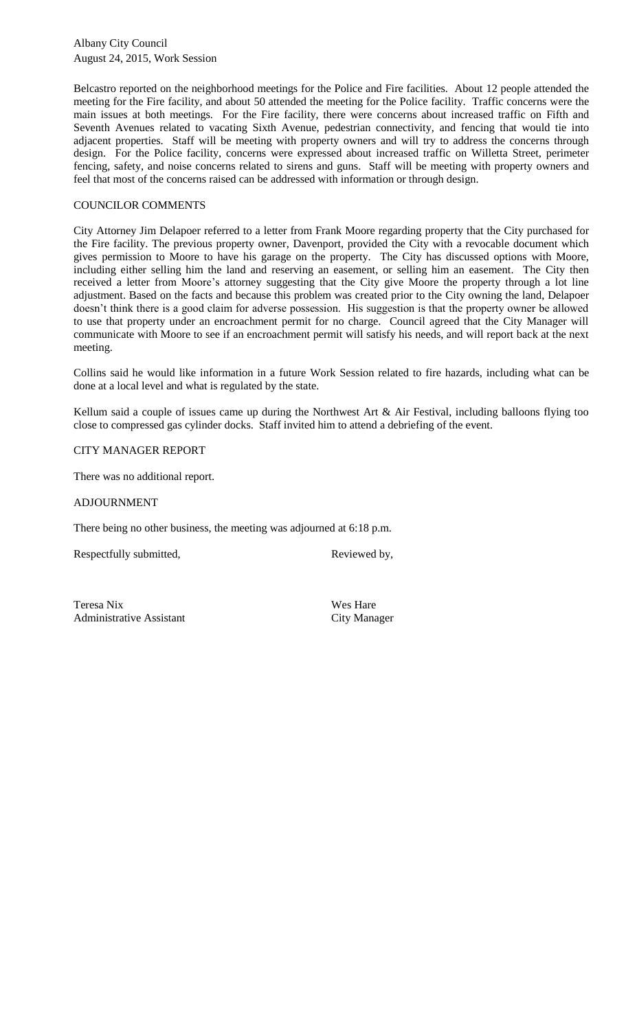Belcastro reported on the neighborhood meetings for the Police and Fire facilities. About 12 people attended the meeting for the Fire facility, and about 50 attended the meeting for the Police facility. Traffic concerns were the main issues at both meetings. For the Fire facility, there were concerns about increased traffic on Fifth and Seventh Avenues related to vacating Sixth Avenue, pedestrian connectivity, and fencing that would tie into adjacent properties. Staff will be meeting with property owners and will try to address the concerns through design. For the Police facility, concerns were expressed about increased traffic on Willetta Street, perimeter fencing, safety, and noise concerns related to sirens and guns. Staff will be meeting with property owners and feel that most of the concerns raised can be addressed with information or through design.

COUNCILOR COMMENTS

City Attorney Jim Delapoer referred to a letter from Frank Moore regarding property that the City purchased for the Fire facility. The previous property owner, Davenport, provided the City with a revocable document which gives permission to Moore to have his garage on the property. The City has discussed options with Moore, including either selling him the land and reserving an easement, or selling him an easement. The City then received a letter from Moore's attorney suggesting that the City give Moore the property through a lot line adjustment. Based on the facts and because this problem was created prior to the City owning the land, Delapoer doesn't think there is a good claim for adverse possession. His suggestion is that the property owner be allowed to use that property under an encroachment permit for no charge. Council agreed that the City Manager will communicate with Moore to see if an encroachment permit will satisfy his needs, and will report back at the next meeting.

Collins said he would like information in a future Work Session related to fire hazards, including what can be done at a local level and what is regulated by the state.

Kellum said a couple of issues came up during the Northwest Art & Air Festival, including balloons flying too close to compressed gas cylinder docks. Staff invited him to attend a debriefing of the event.

CITY MANAGER REPORT

There was no additional report.

ADJOURNMENT

There being no other business, the meeting was adjourned at 6:18 p.m.

Respectfully submitted, Reviewed by,

Teresa Nix
Administrative Assistant

Wes Hare
City Manager